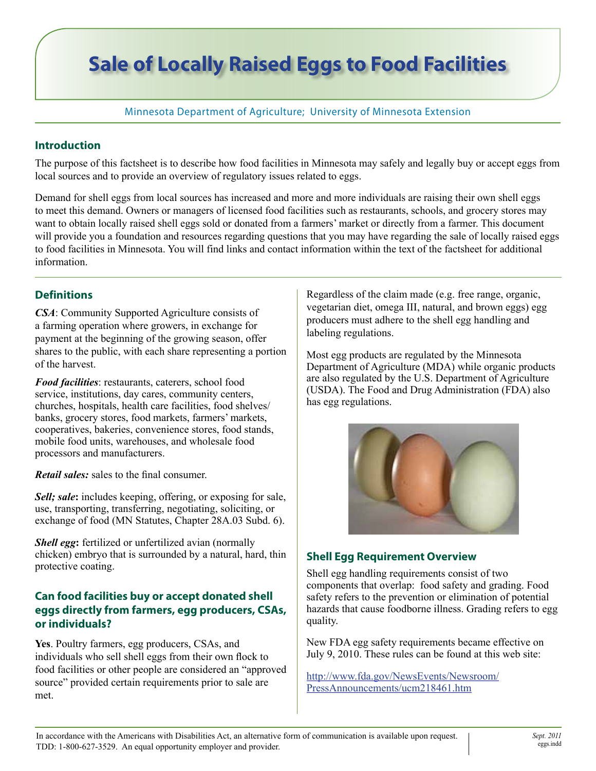# Sale of Locally Raised Eggs to Food Facilities

Minnesota Department of Agriculture; University of Minnesota Extension

## Introduction

The purpose of this factsheet is to describe how food facilities in Minnesota may safely and legally buy or accept eggs from local sources and to provide an overview of regulatory issues related to eggs.

Demand for shell eggs from local sources has increased and more and more individuals are raising their own shell eggs to meet this demand. Owners or managers of licensed food facilities such as restaurants, schools, and grocery stores may want to obtain locally raised shell eggs sold or donated from a farmers' market or directly from a farmer. This document will provide you a foundation and resources regarding questions that you may have regarding the sale of locally raised eggs to food facilities in Minnesota. You will find links and contact information within the text of the factsheet for additional information.

## Definitions

***CSA***: Community Supported Agriculture consists of a farming operation where growers, in exchange for payment at the beginning of the growing season, offer shares to the public, with each share representing a portion of the harvest.

***Food facilities***: restaurants, caterers, school food service, institutions, day cares, community centers, churches, hospitals, health care facilities, food shelves/banks, grocery stores, food markets, farmers' markets, cooperatives, bakeries, convenience stores, food stands, mobile food units, warehouses, and wholesale food processors and manufacturers.

***Retail sales:*** sales to the final consumer.

***Sell; sale*:** includes keeping, offering, or exposing for sale, use, transporting, transferring, negotiating, soliciting, or exchange of food (MN Statutes, Chapter 28A.03 Subd. 6).

***Shell egg*:** fertilized or unfertilized avian (normally chicken) embryo that is surrounded by a natural, hard, thin protective coating.

## Can food facilities buy or accept donated shell eggs directly from farmers, egg producers, CSAs, or individuals?

**Yes**. Poultry farmers, egg producers, CSAs, and individuals who sell shell eggs from their own flock to food facilities or other people are considered an "approved source" provided certain requirements prior to sale are met.

Regardless of the claim made (e.g. free range, organic, vegetarian diet, omega III, natural, and brown eggs) egg producers must adhere to the shell egg handling and labeling regulations.

Most egg products are regulated by the Minnesota Department of Agriculture (MDA) while organic products are also regulated by the U.S. Department of Agriculture (USDA). The Food and Drug Administration (FDA) also has egg regulations.

## Shell Egg Requirement Overview

Shell egg handling requirements consist of two components that overlap: food safety and grading. Food safety refers to the prevention or elimination of potential hazards that cause foodborne illness. Grading refers to egg quality.

New FDA egg safety requirements became effective on July 9, 2010. These rules can be found at this web site:

http://www.fda.gov/NewsEvents/Newsroom/PressAnnouncements/ucm218461.htm

In accordance with the Americans with Disabilities Act, an alternative form of communication is available upon request. TDD: 1-800-627-3529. An equal opportunity employer and provider.

*Sept. 2011*
eggs.indd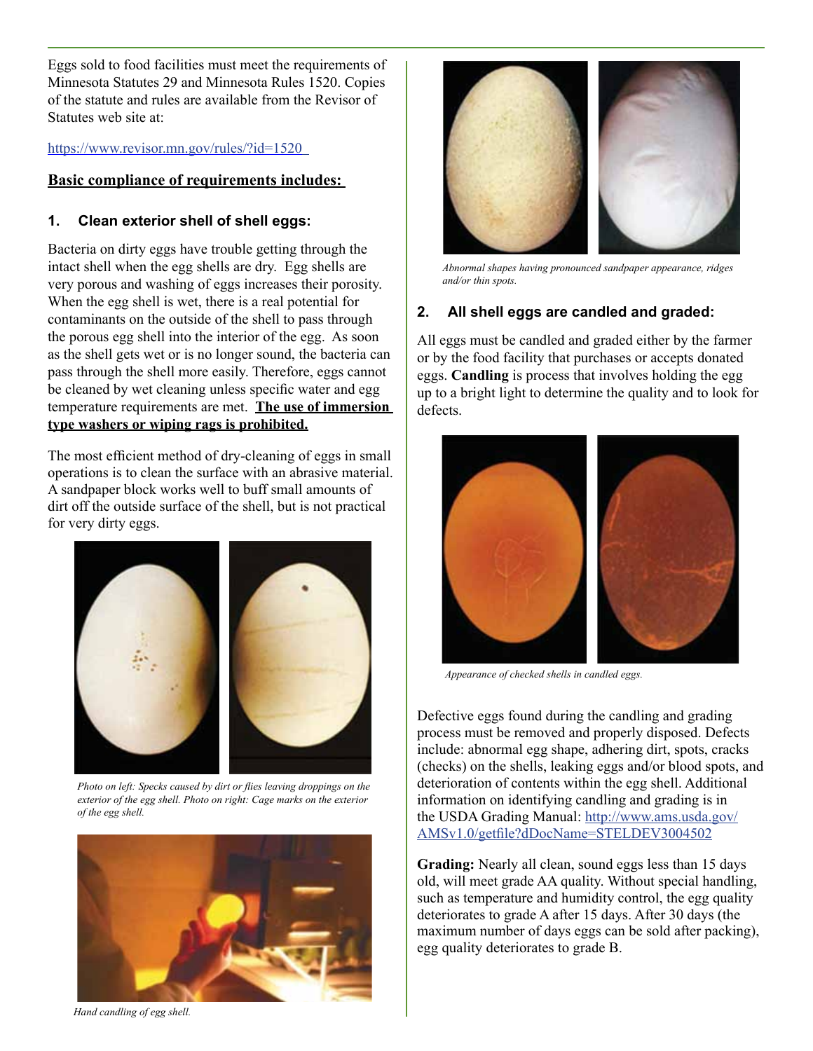Eggs sold to food facilities must meet the requirements of Minnesota Statutes 29 and Minnesota Rules 1520. Copies of the statute and rules are available from the Revisor of Statutes web site at:

https://www.revisor.mn.gov/rules/?id=1520

**Basic compliance of requirements includes:**

### 1. Clean exterior shell of shell eggs:

Bacteria on dirty eggs have trouble getting through the intact shell when the egg shells are dry. Egg shells are very porous and washing of eggs increases their porosity. When the egg shell is wet, there is a real potential for contaminants on the outside of the shell to pass through the porous egg shell into the interior of the egg. As soon as the shell gets wet or is no longer sound, the bacteria can pass through the shell more easily. Therefore, eggs cannot be cleaned by wet cleaning unless specific water and egg temperature requirements are met. **The use of immersion type washers or wiping rags is prohibited.**

The most efficient method of dry-cleaning of eggs in small operations is to clean the surface with an abrasive material. A sandpaper block works well to buff small amounts of dirt off the outside surface of the shell, but is not practical for very dirty eggs.

*Photo on left: Specks caused by dirt or flies leaving droppings on the exterior of the egg shell. Photo on right: Cage marks on the exterior of the egg shell.*

*Hand candling of egg shell.*

*Abnormal shapes having pronounced sandpaper appearance, ridges and/or thin spots.*

### 2. All shell eggs are candled and graded:

All eggs must be candled and graded either by the farmer or by the food facility that purchases or accepts donated eggs. **Candling** is process that involves holding the egg up to a bright light to determine the quality and to look for defects.

*Appearance of checked shells in candled eggs.*

Defective eggs found during the candling and grading process must be removed and properly disposed. Defects include: abnormal egg shape, adhering dirt, spots, cracks (checks) on the shells, leaking eggs and/or blood spots, and deterioration of contents within the egg shell. Additional information on identifying candling and grading is in the USDA Grading Manual: http://www.ams.usda.gov/AMSv1.0/getfile?dDocName=STELDEV3004502

**Grading:** Nearly all clean, sound eggs less than 15 days old, will meet grade AA quality. Without special handling, such as temperature and humidity control, the egg quality deteriorates to grade A after 15 days. After 30 days (the maximum number of days eggs can be sold after packing), egg quality deteriorates to grade B.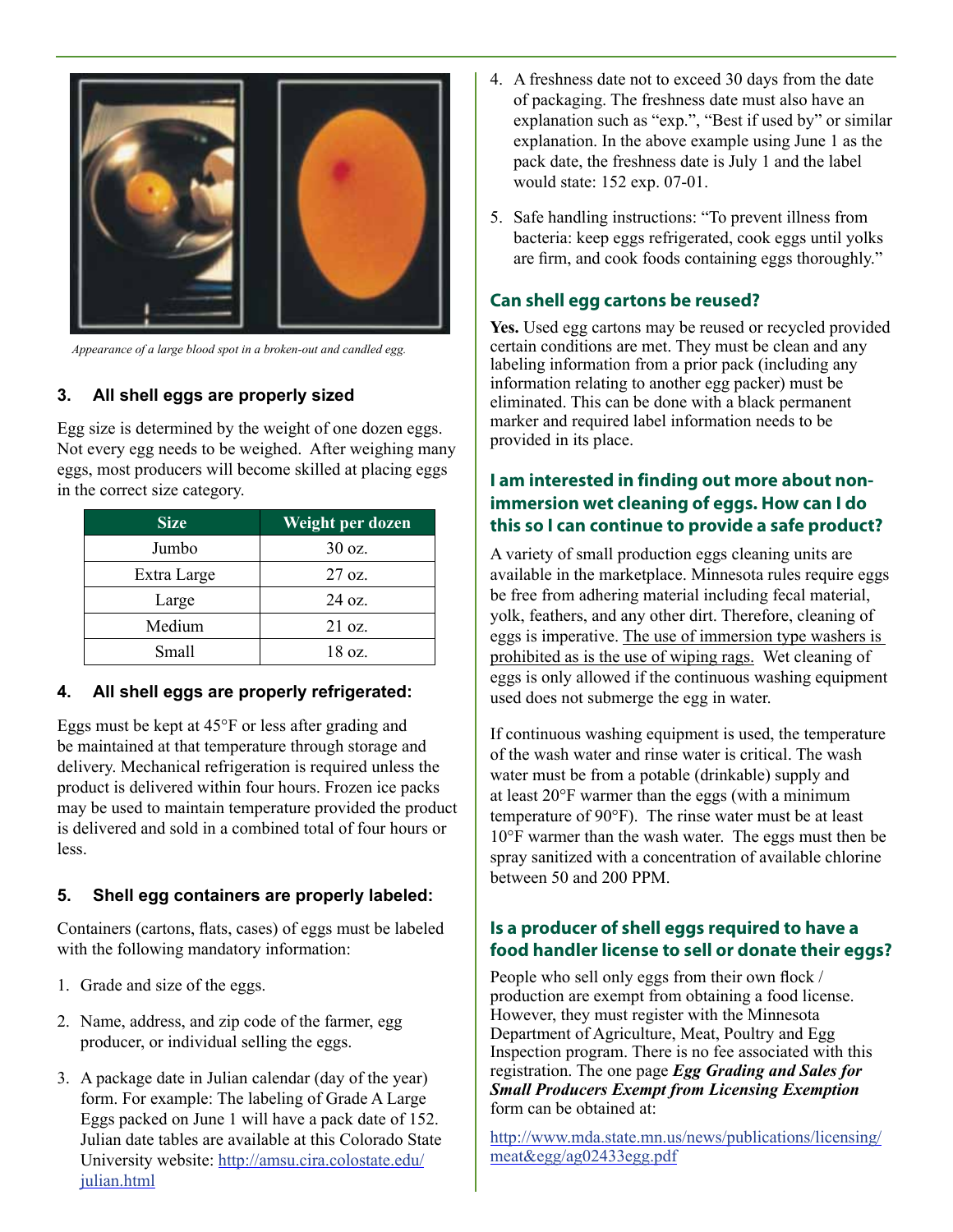*Appearance of a large blood spot in a broken-out and candled egg.*

### 3. All shell eggs are properly sized

Egg size is determined by the weight of one dozen eggs. Not every egg needs to be weighed. After weighing many eggs, most producers will become skilled at placing eggs in the correct size category.

| Size | Weight per dozen |
|---|---|
| Jumbo | 30 oz. |
| Extra Large | 27 oz. |
| Large | 24 oz. |
| Medium | 21 oz. |
| Small | 18 oz. |

### 4. All shell eggs are properly refrigerated:

Eggs must be kept at 45°F or less after grading and be maintained at that temperature through storage and delivery. Mechanical refrigeration is required unless the product is delivered within four hours. Frozen ice packs may be used to maintain temperature provided the product is delivered and sold in a combined total of four hours or less.

### 5. Shell egg containers are properly labeled:

Containers (cartons, flats, cases) of eggs must be labeled with the following mandatory information:

1. Grade and size of the eggs.
2. Name, address, and zip code of the farmer, egg producer, or individual selling the eggs.
3. A package date in Julian calendar (day of the year) form. For example: The labeling of Grade A Large Eggs packed on June 1 will have a pack date of 152. Julian date tables are available at this Colorado State University website: http://amsu.cira.colostate.edu/julian.html
4. A freshness date not to exceed 30 days from the date of packaging. The freshness date must also have an explanation such as "exp.", "Best if used by" or similar explanation. In the above example using June 1 as the pack date, the freshness date is July 1 and the label would state: 152 exp. 07-01.
5. Safe handling instructions: "To prevent illness from bacteria: keep eggs refrigerated, cook eggs until yolks are firm, and cook foods containing eggs thoroughly."

### Can shell egg cartons be reused?

**Yes.** Used egg cartons may be reused or recycled provided certain conditions are met. They must be clean and any labeling information from a prior pack (including any information relating to another egg packer) must be eliminated. This can be done with a black permanent marker and required label information needs to be provided in its place.

### I am interested in finding out more about non-immersion wet cleaning of eggs. How can I do this so I can continue to provide a safe product?

A variety of small production eggs cleaning units are available in the marketplace. Minnesota rules require eggs be free from adhering material including fecal material, yolk, feathers, and any other dirt. Therefore, cleaning of eggs is imperative. The use of immersion type washers is prohibited as is the use of wiping rags. Wet cleaning of eggs is only allowed if the continuous washing equipment used does not submerge the egg in water.

If continuous washing equipment is used, the temperature of the wash water and rinse water is critical. The wash water must be from a potable (drinkable) supply and at least 20°F warmer than the eggs (with a minimum temperature of 90°F). The rinse water must be at least 10°F warmer than the wash water. The eggs must then be spray sanitized with a concentration of available chlorine between 50 and 200 PPM.

### Is a producer of shell eggs required to have a food handler license to sell or donate their eggs?

People who sell only eggs from their own flock / production are exempt from obtaining a food license. However, they must register with the Minnesota Department of Agriculture, Meat, Poultry and Egg Inspection program. There is no fee associated with this registration. The one page ***Egg Grading and Sales for Small Producers Exempt from Licensing Exemption*** form can be obtained at:

http://www.mda.state.mn.us/news/publications/licensing/meat&egg/ag02433egg.pdf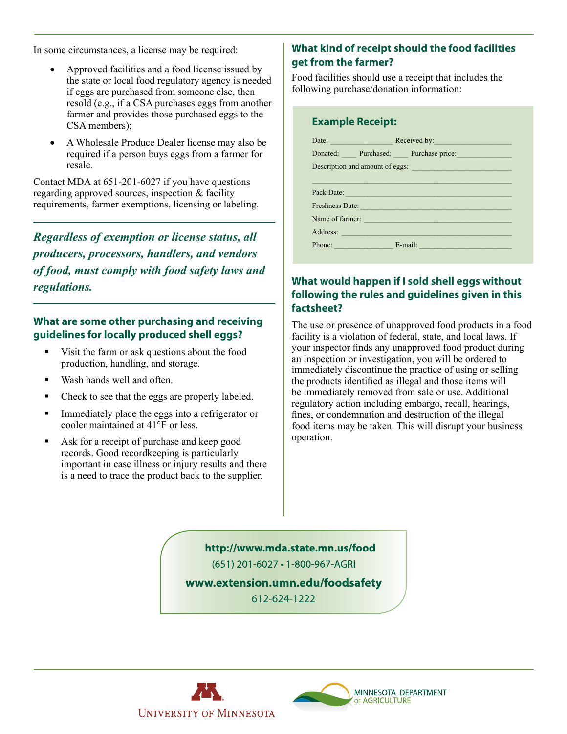In some circumstances, a license may be required:

- Approved facilities and a food license issued by the state or local food regulatory agency is needed if eggs are purchased from someone else, then resold (e.g., if a CSA purchases eggs from another farmer and provides those purchased eggs to the CSA members);
- A Wholesale Produce Dealer license may also be required if a person buys eggs from a farmer for resale.

Contact MDA at 651-201-6027 if you have questions regarding approved sources, inspection & facility requirements, farmer exemptions, licensing or labeling.

***Regardless of exemption or license status, all producers, processors, handlers, and vendors of food, must comply with food safety laws and regulations.***

### What are some other purchasing and receiving guidelines for locally produced shell eggs?

- Visit the farm or ask questions about the food production, handling, and storage.
- Wash hands well and often.
- Check to see that the eggs are properly labeled.
- Immediately place the eggs into a refrigerator or cooler maintained at 41°F or less.
- Ask for a receipt of purchase and keep good records. Good recordkeeping is particularly important in case illness or injury results and there is a need to trace the product back to the supplier.

### What kind of receipt should the food facilities get from the farmer?

Food facilities should use a receipt that includes the following purchase/donation information:

**Example Receipt:**

Date: ________________ Received by: ____________________

Donated: ____ Purchased: ____ Purchase price: ______________

Description and amount of eggs: _________________________

_______________________________________________________

Pack Date: ____________________________________________

Freshness Date: ________________________________________

Name of farmer: _______________________________________

Address: ______________________________________________

Phone: _______________ E-mail: ________________________

### What would happen if I sold shell eggs without following the rules and guidelines given in this factsheet?

The use or presence of unapproved food products in a food facility is a violation of federal, state, and local laws. If your inspector finds any unapproved food product during an inspection or investigation, you will be ordered to immediately discontinue the practice of using or selling the products identified as illegal and those items will be immediately removed from sale or use. Additional regulatory action including embargo, recall, hearings, fines, or condemnation and destruction of the illegal food items may be taken. This will disrupt your business operation.

**http://www.mda.state.mn.us/food**

(651) 201-6027 • 1-800-967-AGRI

**www.extension.umn.edu/foodsafety**

612-624-1222

University of Minnesota

Minnesota Department of Agriculture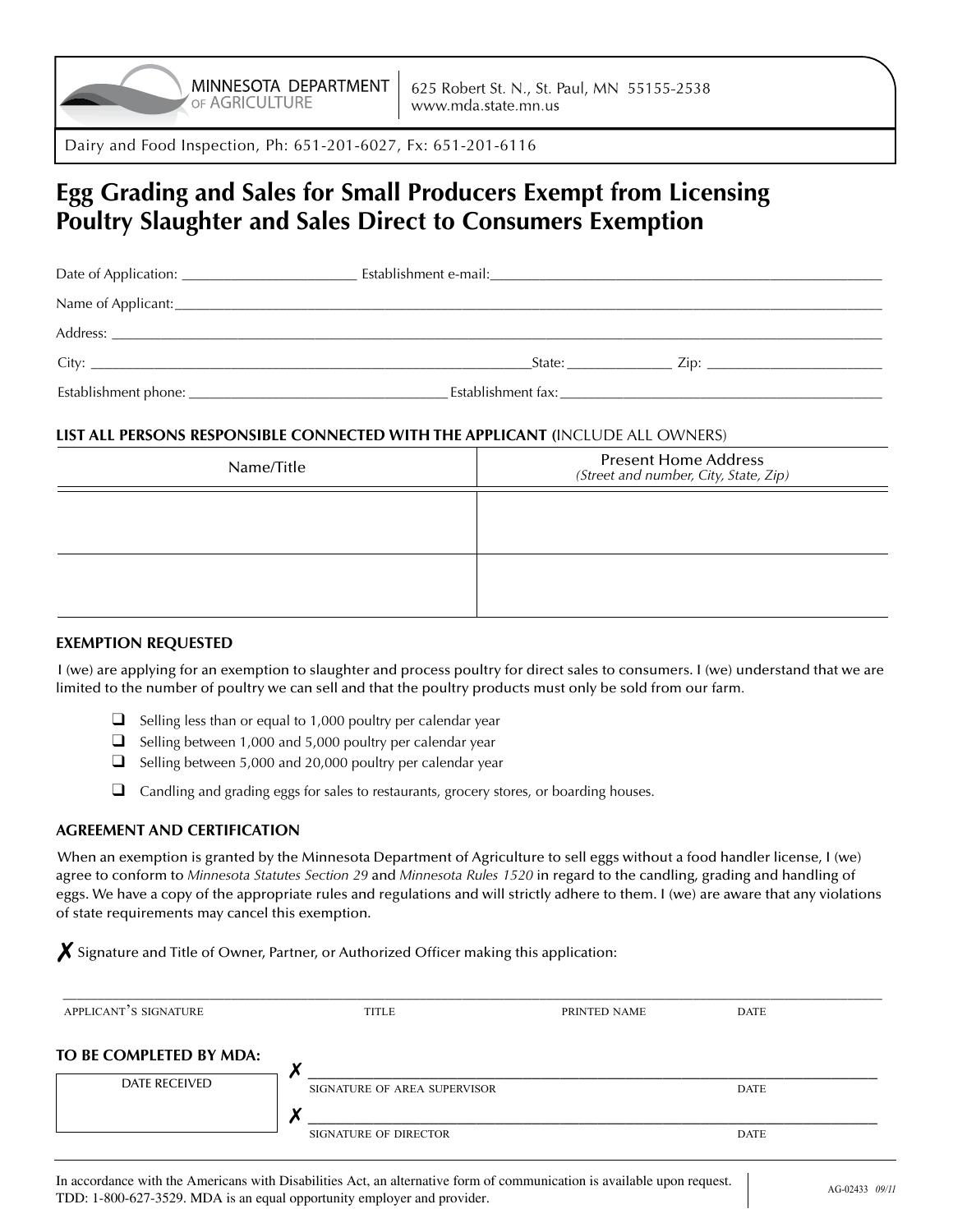MINNESOTA DEPARTMENT OF AGRICULTURE

625 Robert St. N., St. Paul, MN 55155-2538
www.mda.state.mn.us

Dairy and Food Inspection, Ph: 651-201-6027, Fx: 651-201-6116

# Egg Grading and Sales for Small Producers Exempt from Licensing Poultry Slaughter and Sales Direct to Consumers Exemption

Date of Application: ______________________ Establishment e-mail: ______________________________________________

Name of Applicant: ____________________________________________________________________________

Address: _______________________________________________________________________________

City: ______________________________________________ State: ____________ Zip: ____________________

Establishment phone: ______________________________ Establishment fax: ______________________________________

### LIST ALL PERSONS RESPONSIBLE CONNECTED WITH THE APPLICANT (INCLUDE ALL OWNERS)

| Name/Title | Present Home Address *(Street and number, City, State, Zip)* |
|---|---|
| | |
| | |

### EXEMPTION REQUESTED

I (we) are applying for an exemption to slaughter and process poultry for direct sales to consumers. I (we) understand that we are limited to the number of poultry we can sell and that the poultry products must only be sold from our farm.

- ❑ Selling less than or equal to 1,000 poultry per calendar year
- ❑ Selling between 1,000 and 5,000 poultry per calendar year
- ❑ Selling between 5,000 and 20,000 poultry per calendar year
- ❑ Candling and grading eggs for sales to restaurants, grocery stores, or boarding houses.

### AGREEMENT AND CERTIFICATION

When an exemption is granted by the Minnesota Department of Agriculture to sell eggs without a food handler license, I (we) agree to conform to *Minnesota Statutes Section 29* and *Minnesota Rules 1520* in regard to the candling, grading and handling of eggs. We have a copy of the appropriate rules and regulations and will strictly adhere to them. I (we) are aware that any violations of state requirements may cancel this exemption.

✗ Signature and Title of Owner, Partner, or Authorized Officer making this application:

_____________________________________________________________________________________

APPLICANT'S SIGNATURE TITLE PRINTED NAME DATE

### TO BE COMPLETED BY MDA:

DATE RECEIVED

✗ _____________________________________________________________________________
SIGNATURE OF AREA SUPERVISOR DATE

✗ _____________________________________________________________________________
SIGNATURE OF DIRECTOR DATE

In accordance with the Americans with Disabilities Act, an alternative form of communication is available upon request. TDD: 1-800-627-3529. MDA is an equal opportunity employer and provider.

AG-02433 *09/11*